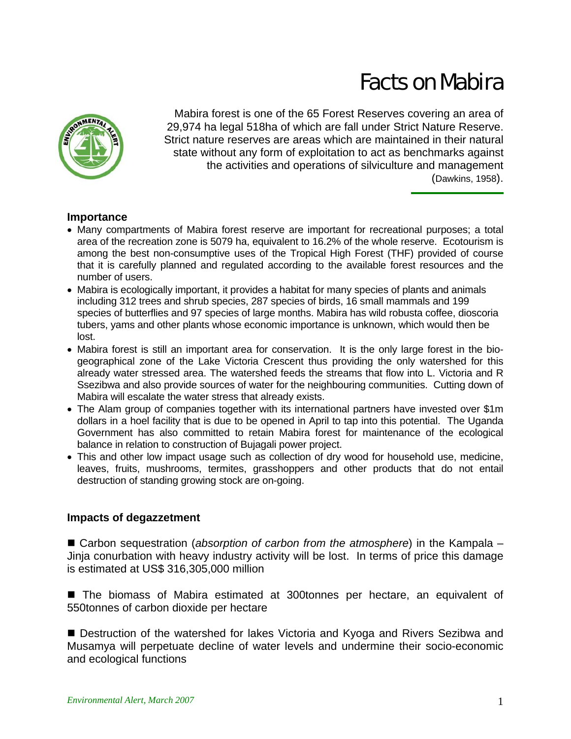# Facts on Mabira

Mabira forest is one of the 65 Forest Reserves covering an area of 29,974 ha legal 518ha of which are fall under Strict Nature Reserve. Strict nature reserves are areas which are maintained in their natural state without any form of exploitation to act as benchmarks against the activities and operations of silviculture and management (Dawkins, 1958).

**Importance**

- Many compartments of Mabira forest reserve are important for recreational purposes; a total area of the recreation zone is 5079 ha, equivalent to 16.2% of the whole reserve. Ecotourism is among the best non-consumptive uses of the Tropical High Forest (THF) provided of course that it is carefully planned and regulated according to the available forest resources and the number of users.
- Mabira is ecologically important, it provides a habitat for many species of plants and animals including 312 trees and shrub species, 287 species of birds, 16 small mammals and 199 species of butterflies and 97 species of large months. Mabira has wild robusta coffee, dioscoria tubers, yams and other plants whose economic importance is unknown, which would then be lost.
- Mabira forest is still an important area for conservation. It is the only large forest in the bio-geographical zone of the Lake Victoria Crescent thus providing the only watershed for this already water stressed area. The watershed feeds the streams that flow into L. Victoria and R Ssezibwa and also provide sources of water for the neighbouring communities. Cutting down of Mabira will escalate the water stress that already exists.
- The Alam group of companies together with its international partners have invested over $1m dollars in a hoel facility that is due to be opened in April to tap into this potential. The Uganda Government has also committed to retain Mabira forest for maintenance of the ecological balance in relation to construction of Bujagali power project.
- This and other low impact usage such as collection of dry wood for household use, medicine, leaves, fruits, mushrooms, termites, grasshoppers and other products that do not entail destruction of standing growing stock are on-going.

**Impacts of degazzetment**

■ Carbon sequestration (*absorption of carbon from the atmosphere*) in the Kampala – Jinja conurbation with heavy industry activity will be lost. In terms of price this damage is estimated at US$ 316,305,000 million

■ The biomass of Mabira estimated at 300tonnes per hectare, an equivalent of 550tonnes of carbon dioxide per hectare

■ Destruction of the watershed for lakes Victoria and Kyoga and Rivers Sezibwa and Musamya will perpetuate decline of water levels and undermine their socio-economic and ecological functions

*Environmental Alert, March 2007*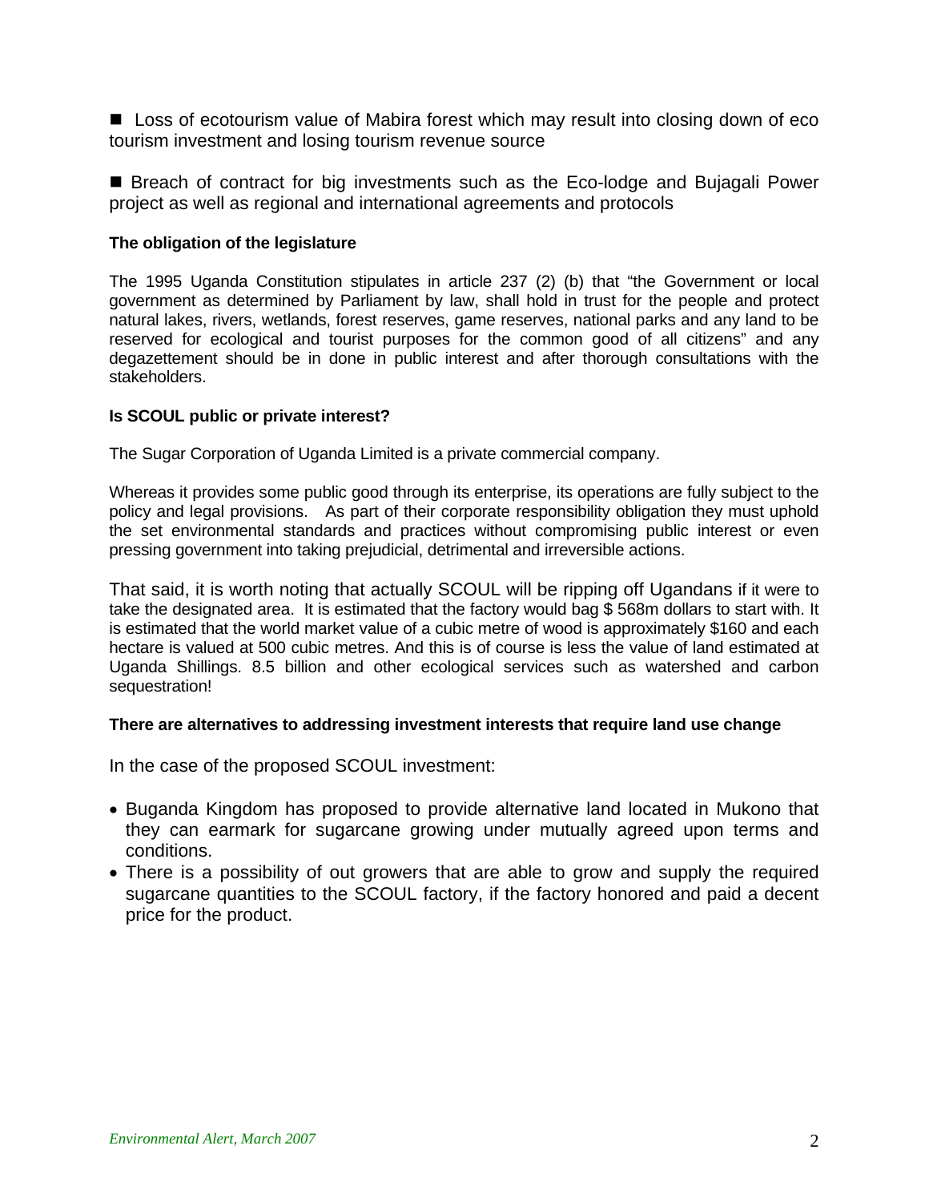■ Loss of ecotourism value of Mabira forest which may result into closing down of eco tourism investment and losing tourism revenue source

■ Breach of contract for big investments such as the Eco-lodge and Bujagali Power project as well as regional and international agreements and protocols

**The obligation of the legislature**

The 1995 Uganda Constitution stipulates in article 237 (2) (b) that "the Government or local government as determined by Parliament by law, shall hold in trust for the people and protect natural lakes, rivers, wetlands, forest reserves, game reserves, national parks and any land to be reserved for ecological and tourist purposes for the common good of all citizens" and any degazettement should be in done in public interest and after thorough consultations with the stakeholders.

**Is SCOUL public or private interest?**

The Sugar Corporation of Uganda Limited is a private commercial company.

Whereas it provides some public good through its enterprise, its operations are fully subject to the policy and legal provisions. As part of their corporate responsibility obligation they must uphold the set environmental standards and practices without compromising public interest or even pressing government into taking prejudicial, detrimental and irreversible actions.

That said, it is worth noting that actually SCOUL will be ripping off Ugandans if it were to take the designated area. It is estimated that the factory would bag $ 568m dollars to start with. It is estimated that the world market value of a cubic metre of wood is approximately $160 and each hectare is valued at 500 cubic metres. And this is of course is less the value of land estimated at Uganda Shillings. 8.5 billion and other ecological services such as watershed and carbon sequestration!

**There are alternatives to addressing investment interests that require land use change**

In the case of the proposed SCOUL investment:

- Buganda Kingdom has proposed to provide alternative land located in Mukono that they can earmark for sugarcane growing under mutually agreed upon terms and conditions.
- There is a possibility of out growers that are able to grow and supply the required sugarcane quantities to the SCOUL factory, if the factory honored and paid a decent price for the product.

*Environmental Alert, March 2007*